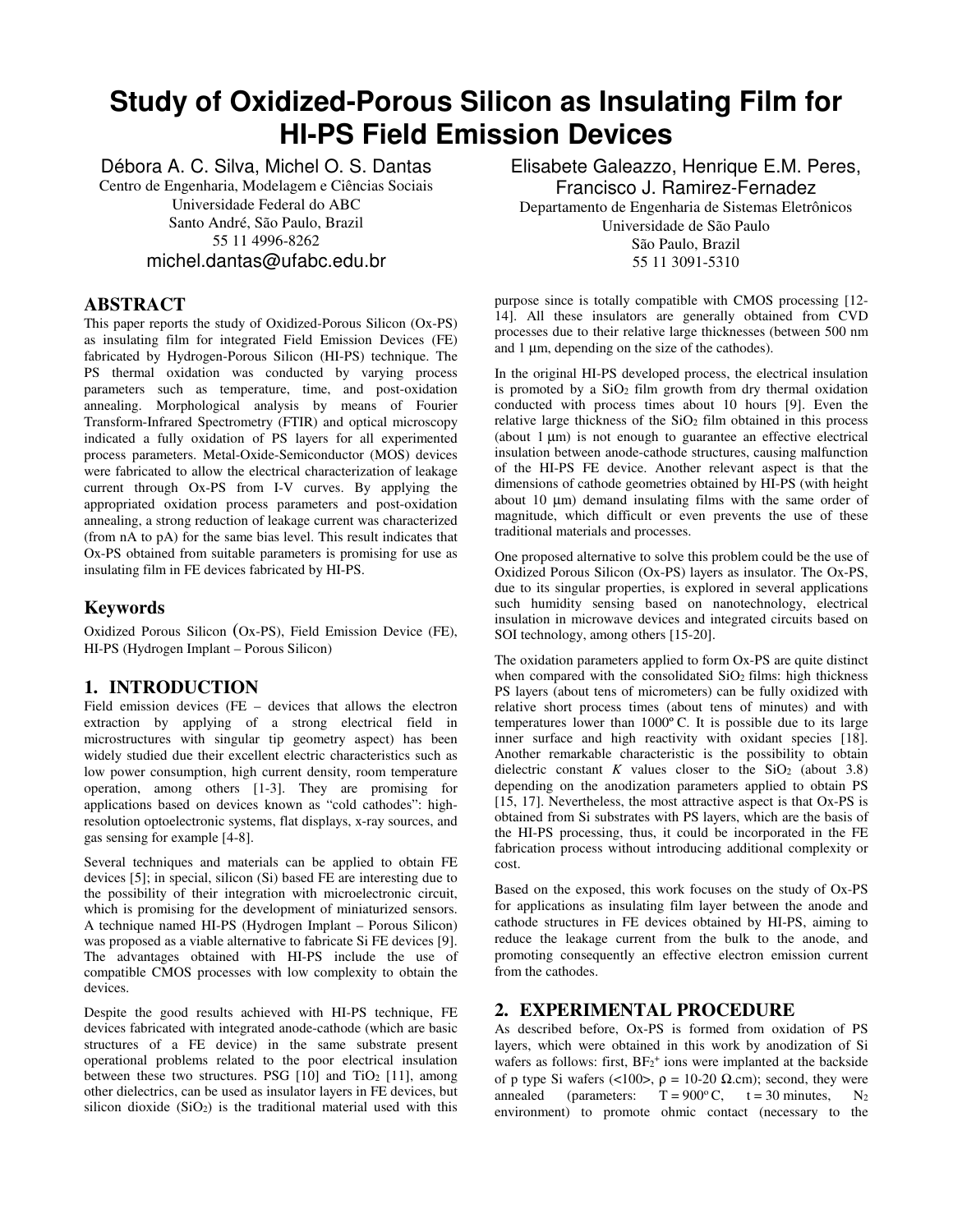# Study of Oxidized-Porous Silicon as Insulating Film for HI-PS Field Emission Devices

Débora A. C. Silva, Michel O. S. Dantas
Centro de Engenharia, Modelagem e Ciências Sociais
Universidade Federal do ABC
Santo André, São Paulo, Brazil
55 11 4996-8262
michel.dantas@ufabc.edu.br

Elisabete Galeazzo, Henrique E.M. Peres, Francisco J. Ramirez-Fernadez
Departamento de Engenharia de Sistemas Eletrônicos
Universidade de São Paulo
São Paulo, Brazil
55 11 3091-5310

## ABSTRACT

This paper reports the study of Oxidized-Porous Silicon (Ox-PS) as insulating film for integrated Field Emission Devices (FE) fabricated by Hydrogen-Porous Silicon (HI-PS) technique. The PS thermal oxidation was conducted by varying process parameters such as temperature, time, and post-oxidation annealing. Morphological analysis by means of Fourier Transform-Infrared Spectrometry (FTIR) and optical microscopy indicated a fully oxidation of PS layers for all experimented process parameters. Metal-Oxide-Semiconductor (MOS) devices were fabricated to allow the electrical characterization of leakage current through Ox-PS from I-V curves. By applying the appropriated oxidation process parameters and post-oxidation annealing, a strong reduction of leakage current was characterized (from nA to pA) for the same bias level. This result indicates that Ox-PS obtained from suitable parameters is promising for use as insulating film in FE devices fabricated by HI-PS.

## Keywords

Oxidized Porous Silicon (Ox-PS), Field Emission Device (FE), HI-PS (Hydrogen Implant – Porous Silicon)

## 1. INTRODUCTION

Field emission devices (FE – devices that allows the electron extraction by applying of a strong electrical field in microstructures with singular tip geometry aspect) has been widely studied due their excellent electric characteristics such as low power consumption, high current density, room temperature operation, among others [1-3]. They are promising for applications based on devices known as "cold cathodes": high-resolution optoelectronic systems, flat displays, x-ray sources, and gas sensing for example [4-8].

Several techniques and materials can be applied to obtain FE devices [5]; in special, silicon (Si) based FE are interesting due to the possibility of their integration with microelectronic circuit, which is promising for the development of miniaturized sensors. A technique named HI-PS (Hydrogen Implant – Porous Silicon) was proposed as a viable alternative to fabricate Si FE devices [9]. The advantages obtained with HI-PS include the use of compatible CMOS processes with low complexity to obtain the devices.

Despite the good results achieved with HI-PS technique, FE devices fabricated with integrated anode-cathode (which are basic structures of a FE device) in the same substrate present operational problems related to the poor electrical insulation between these two structures. PSG [10] and $TiO_2$ [11], among other dielectrics, can be used as insulator layers in FE devices, but silicon dioxide ($SiO_2$) is the traditional material used with this purpose since is totally compatible with CMOS processing [12-14]. All these insulators are generally obtained from CVD processes due to their relative large thicknesses (between 500 nm and 1 μm, depending on the size of the cathodes).

In the original HI-PS developed process, the electrical insulation is promoted by a $SiO_2$ film growth from dry thermal oxidation conducted with process times about 10 hours [9]. Even the relative large thickness of the $SiO_2$ film obtained in this process (about 1 μm) is not enough to guarantee an effective electrical insulation between anode-cathode structures, causing malfunction of the HI-PS FE device. Another relevant aspect is that the dimensions of cathode geometries obtained by HI-PS (with height about 10 μm) demand insulating films with the same order of magnitude, which difficult or even prevents the use of these traditional materials and processes.

One proposed alternative to solve this problem could be the use of Oxidized Porous Silicon (Ox-PS) layers as insulator. The Ox-PS, due to its singular properties, is explored in several applications such humidity sensing based on nanotechnology, electrical insulation in microwave devices and integrated circuits based on SOI technology, among others [15-20].

The oxidation parameters applied to form Ox-PS are quite distinct when compared with the consolidated $SiO_2$ films: high thickness PS layers (about tens of micrometers) can be fully oxidized with relative short process times (about tens of minutes) and with temperatures lower than 1000º C. It is possible due to its large inner surface and high reactivity with oxidant species [18]. Another remarkable characteristic is the possibility to obtain dielectric constant $K$ values closer to the $SiO_2$ (about 3.8) depending on the anodization parameters applied to obtain PS [15, 17]. Nevertheless, the most attractive aspect is that Ox-PS is obtained from Si substrates with PS layers, which are the basis of the HI-PS processing, thus, it could be incorporated in the FE fabrication process without introducing additional complexity or cost.

Based on the exposed, this work focuses on the study of Ox-PS for applications as insulating film layer between the anode and cathode structures in FE devices obtained by HI-PS, aiming to reduce the leakage current from the bulk to the anode, and promoting consequently an effective electron emission current from the cathodes.

## 2. EXPERIMENTAL PROCEDURE

As described before, Ox-PS is formed from oxidation of PS layers, which were obtained in this work by anodization of Si wafers as follows: first, $BF_2^+$ ions were implanted at the backside of p type Si wafers (<100>, ρ = 10-20 Ω.cm); second, they were annealed (parameters: T = 900º C, t = 30 minutes, $N_2$ environment) to promote ohmic contact (necessary to the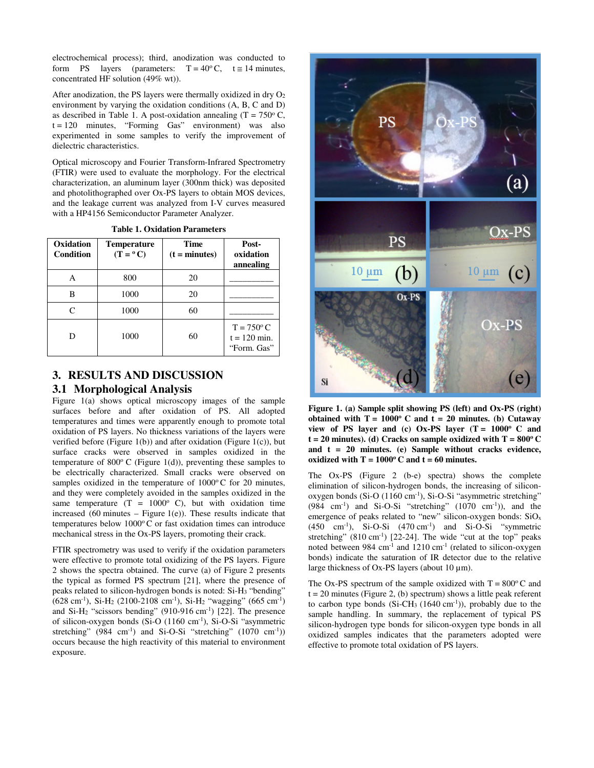electrochemical process); third, anodization was conducted to form PS layers (parameters: T = 40º C, t ≅ 14 minutes, concentrated HF solution (49% wt)).

After anodization, the PS layers were thermally oxidized in dry $O_2$ environment by varying the oxidation conditions (A, B, C and D) as described in Table 1. A post-oxidation annealing (T = 750º C, t = 120 minutes, "Forming Gas" environment) was also experimented in some samples to verify the improvement of dielectric characteristics.

Optical microscopy and Fourier Transform-Infrared Spectrometry (FTIR) were used to evaluate the morphology. For the electrical characterization, an aluminum layer (300nm thick) was deposited and photolithographed over Ox-PS layers to obtain MOS devices, and the leakage current was analyzed from I-V curves measured with a HP4156 Semiconductor Parameter Analyzer.

**Table 1. Oxidation Parameters**

| Oxidation Condition | Temperature (T = º C) | Time (t = minutes) | Post-oxidation annealing |
|---|---|---|---|
| A | 800 | 20 | __________ |
| B | 1000 | 20 | __________ |
| C | 1000 | 60 | __________ |
| D | 1000 | 60 | T = 750º C t = 120 min. "Form. Gas" |

## 3. RESULTS AND DISCUSSION

### 3.1 Morphological Analysis

Figure 1(a) shows optical microscopy images of the sample surfaces before and after oxidation of PS. All adopted temperatures and times were apparently enough to promote total oxidation of PS layers. No thickness variations of the layers were verified before (Figure 1(b)) and after oxidation (Figure 1(c)), but surface cracks were observed in samples oxidized in the temperature of 800º C (Figure 1(d)), preventing these samples to be electrically characterized. Small cracks were observed on samples oxidized in the temperature of 1000º C for 20 minutes, and they were completely avoided in the samples oxidized in the same temperature (T = 1000º C), but with oxidation time increased (60 minutes – Figure 1(e)). These results indicate that temperatures below 1000º C or fast oxidation times can introduce mechanical stress in the Ox-PS layers, promoting their crack.

FTIR spectrometry was used to verify if the oxidation parameters were effective to promote total oxidizing of the PS layers. Figure 2 shows the spectra obtained. The curve (a) of Figure 2 presents the typical as formed PS spectrum [21], where the presence of peaks related to silicon-hydrogen bonds is noted: $Si$-$H_3$ "bending" (628 $cm^{-1}$), $Si$-$H_2$ (2100-2108 $cm^{-1}$), $Si$-$H_2$ "wagging" (665 $cm^{-1}$) and $Si$-$H_2$ "scissors bending" (910-916 $cm^{-1}$) [22]. The presence of silicon-oxygen bonds (Si-O (1160 $cm^{-1}$), Si-O-Si "asymmetric stretching" (984 $cm^{-1}$) and Si-O-Si "stretching" (1070 $cm^{-1}$)) occurs because the high reactivity of this material to environment exposure.

**Figure 1. (a) Sample split showing PS (left) and Ox-PS (right) obtained with T = 1000º C and t = 20 minutes. (b) Cutaway view of PS layer and (c) Ox-PS layer (T = 1000º C and t = 20 minutes). (d) Cracks on sample oxidized with T = 800º C and t = 20 minutes. (e) Sample without cracks evidence, oxidized with T = 1000º C and t = 60 minutes.**

The Ox-PS (Figure 2 (b-e) spectra) shows the complete elimination of silicon-hydrogen bonds, the increasing of silicon-oxygen bonds (Si-O (1160 $cm^{-1}$), Si-O-Si "asymmetric stretching" (984 $cm^{-1}$) and Si-O-Si "stretching" (1070 $cm^{-1}$)), and the emergence of peaks related to "new" silicon-oxygen bonds: $SiO_x$ (450 $cm^{-1}$), Si-O-Si (470 $cm^{-1}$) and Si-O-Si "symmetric stretching" (810 $cm^{-1}$) [22-24]. The wide "cut at the top" peaks noted between 984 $cm^{-1}$ and 1210 $cm^{-1}$ (related to silicon-oxygen bonds) indicate the saturation of IR detector due to the relative large thickness of Ox-PS layers (about 10 μm).

The Ox-PS spectrum of the sample oxidized with T = 800º C and t = 20 minutes (Figure 2, (b) spectrum) shows a little peak referent to carbon type bonds ($Si$-$CH_3$ (1640 $cm^{-1}$)), probably due to the sample handling. In summary, the replacement of typical PS silicon-hydrogen type bonds for silicon-oxygen type bonds in all oxidized samples indicates that the parameters adopted were effective to promote total oxidation of PS layers.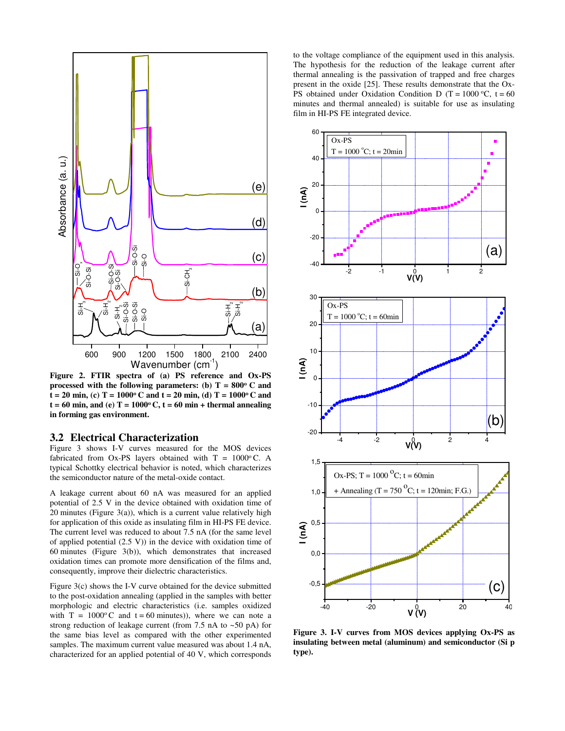**Figure 2. FTIR spectra of (a) PS reference and Ox-PS processed with the following parameters: (b) T = 800º C and t = 20 min, (c) T = 1000º C and t = 20 min, (d) T = 1000º C and t = 60 min, and (e) T = 1000º C, t = 60 min + thermal annealing in forming gas environment.**

## 3.2 Electrical Characterization

Figure 3 shows I-V curves measured for the MOS devices fabricated from Ox-PS layers obtained with T = 1000º C. A typical Schottky electrical behavior is noted, which characterizes the semiconductor nature of the metal-oxide contact.

A leakage current about 60 nA was measured for an applied potential of 2.5 V in the device obtained with oxidation time of 20 minutes (Figure 3(a)), which is a current value relatively high for application of this oxide as insulating film in HI-PS FE device. The current level was reduced to about 7.5 nA (for the same level of applied potential (2.5 V)) in the device with oxidation time of 60 minutes (Figure 3(b)), which demonstrates that increased oxidation times can promote more densification of the films and, consequently, improve their dielectric characteristics.

Figure 3(c) shows the I-V curve obtained for the device submitted to the post-oxidation annealing (applied in the samples with better morphologic and electric characteristics (i.e. samples oxidized with T = 1000º C and t = 60 minutes)), where we can note a strong reduction of leakage current (from 7.5 nA to ~50 pA) for the same bias level as compared with the other experimented samples. The maximum current value measured was about 1.4 nA, characterized for an applied potential of 40 V, which corresponds to the voltage compliance of the equipment used in this analysis. The hypothesis for the reduction of the leakage current after thermal annealing is the passivation of trapped and free charges present in the oxide [25]. These results demonstrate that the Ox-PS obtained under Oxidation Condition D (T = 1000 ºC, t = 60 minutes and thermal annealed) is suitable for use as insulating film in HI-PS FE integrated device.

**Figure 3. I-V curves from MOS devices applying Ox-PS as insulating between metal (aluminum) and semiconductor (Si p type).**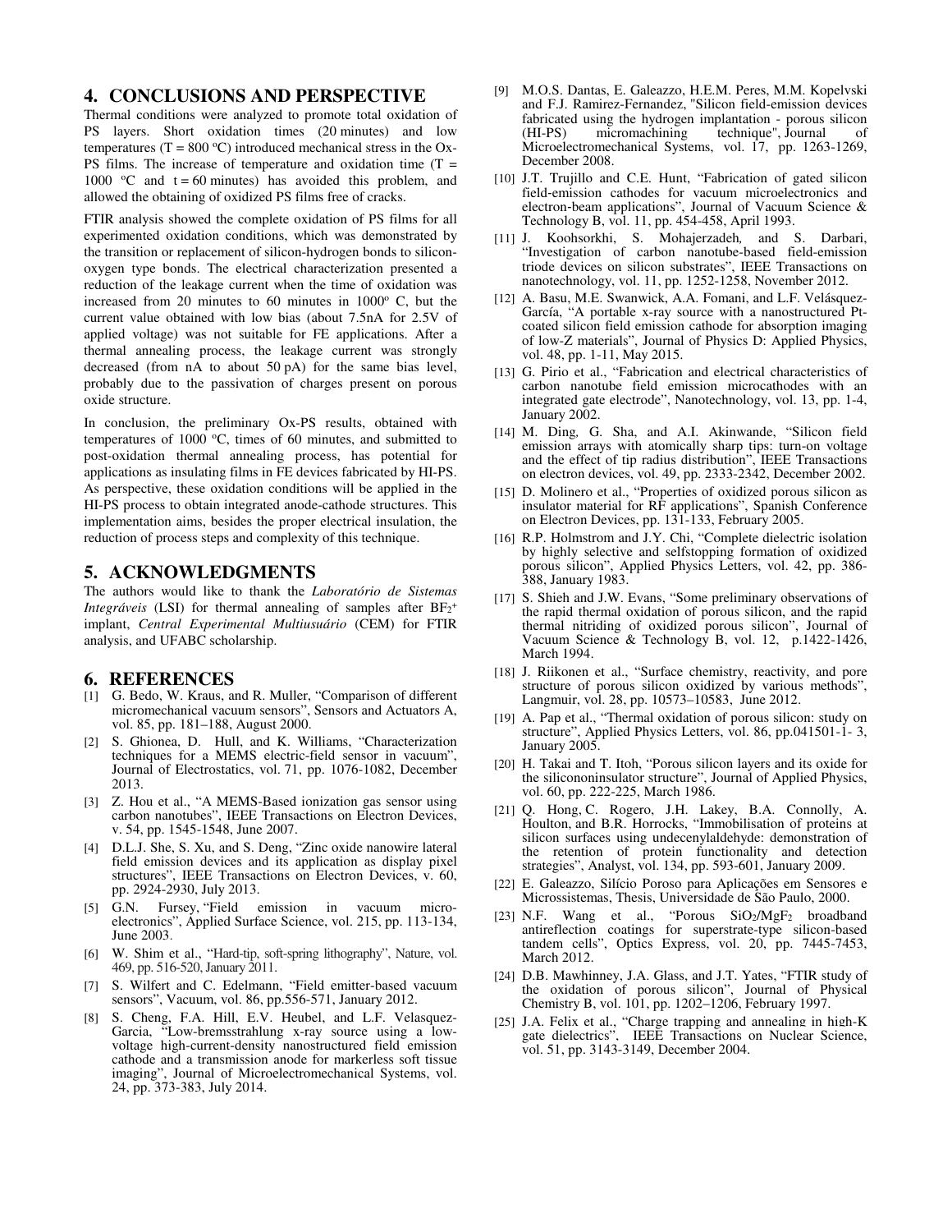## 4. CONCLUSIONS AND PERSPECTIVE

Thermal conditions were analyzed to promote total oxidation of PS layers. Short oxidation times (20 minutes) and low temperatures (T = 800 ºC) introduced mechanical stress in the Ox-PS films. The increase of temperature and oxidation time (T = 1000 ºC and t = 60 minutes) has avoided this problem, and allowed the obtaining of oxidized PS films free of cracks.

FTIR analysis showed the complete oxidation of PS films for all experimented oxidation conditions, which was demonstrated by the transition or replacement of silicon-hydrogen bonds to silicon-oxygen type bonds. The electrical characterization presented a reduction of the leakage current when the time of oxidation was increased from 20 minutes to 60 minutes in 1000º C, but the current value obtained with low bias (about 7.5nA for 2.5V of applied voltage) was not suitable for FE applications. After a thermal annealing process, the leakage current was strongly decreased (from nA to about 50 pA) for the same bias level, probably due to the passivation of charges present on porous oxide structure.

In conclusion, the preliminary Ox-PS results, obtained with temperatures of 1000 ºC, times of 60 minutes, and submitted to post-oxidation thermal annealing process, has potential for applications as insulating films in FE devices fabricated by HI-PS. As perspective, these oxidation conditions will be applied in the HI-PS process to obtain integrated anode-cathode structures. This implementation aims, besides the proper electrical insulation, the reduction of process steps and complexity of this technique.

## 5. ACKNOWLEDGMENTS

The authors would like to thank the *Laboratório de Sistemas Integráveis* (LSI) for thermal annealing of samples after $BF_2^+$ implant, *Central Experimental Multiusuário* (CEM) for FTIR analysis, and UFABC scholarship.

## 6. REFERENCES

[1] G. Bedo, W. Kraus, and R. Muller, "Comparison of different micromechanical vacuum sensors", Sensors and Actuators A, vol. 85, pp. 181–188, August 2000.

[2] S. Ghionea, D. Hull, and K. Williams, "Characterization techniques for a MEMS electric-field sensor in vacuum", Journal of Electrostatics, vol. 71, pp. 1076-1082, December 2013.

[3] Z. Hou et al., "A MEMS-Based ionization gas sensor using carbon nanotubes", IEEE Transactions on Electron Devices, vol. 54, pp. 1545-1548, June 2007.

[4] D.L.J. She, S. Xu, and S. Deng, "Zinc oxide nanowire lateral field emission devices and its application as display pixel structures", IEEE Transactions on Electron Devices, v. 60, pp. 2924-2930, July 2013.

[5] G.N. Fursey, "Field emission in vacuum micro-electronics", Applied Surface Science, vol. 215, pp. 113-134, June 2003.

[6] W. Shim et al., "Hard-tip, soft-spring lithography", Nature, vol. 469, pp. 516-520, January 2011.

[7] S. Wilfert and C. Edelmann, "Field emitter-based vacuum sensors", Vacuum, vol. 86, pp.556-571, January 2012.

[8] S. Cheng, F.A. Hill, E.V. Heubel, and L.F. Velasquez-Garcia, "Low-bremsstrahlung x-ray source using a low-voltage high-current-density nanostructured field emission cathode and a transmission anode for markerless soft tissue imaging", Journal of Microelectromechanical Systems, vol. 24, pp. 373-383, July 2014.

[9] M.O.S. Dantas, E. Galeazzo, H.E.M. Peres, M.M. Kopelvski and F.J. Ramirez-Fernandez, "Silicon field-emission devices fabricated using the hydrogen implantation - porous silicon (HI-PS) micromachining technique", Journal of Microelectromechanical Systems, vol. 17, pp. 1263-1269, December 2008.

[10] J.T. Trujillo and C.E. Hunt, "Fabrication of gated silicon field-emission cathodes for vacuum microelectronics and electron-beam applications", Journal of Vacuum Science & Technology B, vol. 11, pp. 454-458, April 1993.

[11] J. Koohsorkhi, S. Mohajerzadeh, and S. Darbari, "Investigation of carbon nanotube-based field-emission triode devices on silicon substrates", IEEE Transactions on nanotechnology, vol. 11, pp. 1252-1258, November 2012.

[12] A. Basu, M.E. Swanwick, A.A. Fomani, and L.F. Velásquez-García, "A portable x-ray source with a nanostructured Pt-coated silicon field emission cathode for absorption imaging of low-Z materials", Journal of Physics D: Applied Physics, vol. 48, pp. 1-11, May 2015.

[13] G. Pirio et al., "Fabrication and electrical characteristics of carbon nanotube field emission microcathodes with an integrated gate electrode", Nanotechnology, vol. 13, pp. 1-4, January 2002.

[14] M. Ding, G. Sha, and A.I. Akinwande, "Silicon field emission arrays with atomically sharp tips: turn-on voltage and the effect of tip radius distribution", IEEE Transactions on electron devices, vol. 49, pp. 2333-2342, December 2002.

[15] D. Molinero et al., "Properties of oxidized porous silicon as insulator material for RF applications", Spanish Conference on Electron Devices, pp. 131-133, February 2005.

[16] R.P. Holmstrom and J.Y. Chi, "Complete dielectric isolation by highly selective and selfstopping formation of oxidized porous silicon", Applied Physics Letters, vol. 42, pp. 386-388, January 1983.

[17] S. Shieh and J.W. Evans, "Some preliminary observations of the rapid thermal oxidation of porous silicon, and the rapid thermal nitriding of oxidized porous silicon", Journal of Vacuum Science & Technology B, vol. 12, p.1422-1426, March 1994.

[18] J. Riikonen et al., "Surface chemistry, reactivity, and pore structure of porous silicon oxidized by various methods", Langmuir, vol. 28, pp. 10573–10583, June 2012.

[19] A. Pap et al., "Thermal oxidation of porous silicon: study on structure", Applied Physics Letters, vol. 86, pp.041501-1- 3, January 2005.

[20] H. Takai and T. Itoh, "Porous silicon layers and its oxide for the silicononinsulator structure", Journal of Applied Physics, vol. 60, pp. 222-225, March 1986.

[21] Q. Hong, C. Rogero, J.H. Lakey, B.A. Connolly, A. Houlton, and B.R. Horrocks, "Immobilisation of proteins at silicon surfaces using undecenylaldehyde: demonstration of the retention of protein functionality and detection strategies", Analyst, vol. 134, pp. 593-601, January 2009.

[22] E. Galeazzo, Silício Poroso para Aplicações em Sensores e Microssistemas, Thesis, Universidade de São Paulo, 2000.

[23] N.F. Wang et al., "Porous $SiO_2$/$MgF_2$ broadband antireflection coatings for superstrate-type silicon-based tandem cells", Optics Express, vol. 20, pp. 7445-7453, March 2012.

[24] D.B. Mawhinney, J.A. Glass, and J.T. Yates, "FTIR study of the oxidation of porous silicon", Journal of Physical Chemistry B, vol. 101, pp. 1202–1206, February 1997.

[25] J.A. Felix et al., "Charge trapping and annealing in high-K gate dielectrics", IEEE Transactions on Nuclear Science, vol. 51, pp. 3143-3149, December 2004.